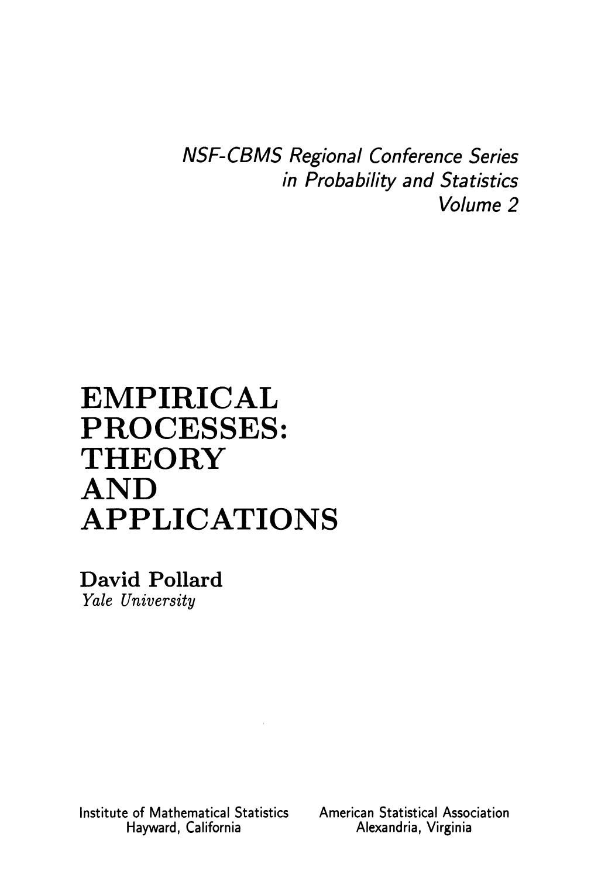*NSF-CBMS Regional Conference Series*
*in Probability and Statistics*
*Volume 2*

# EMPIRICAL PROCESSES: THEORY AND APPLICATIONS

**David Pollard**
*Yale University*

Institute of Mathematical Statistics
Hayward, California

American Statistical Association
Alexandria, Virginia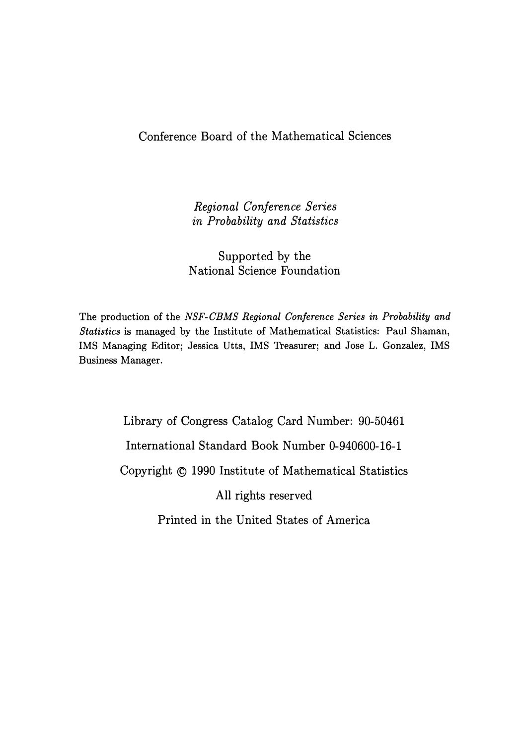Conference Board of the Mathematical Sciences

*Regional Conference Series*
*in Probability and Statistics*

Supported by the
National Science Foundation

The production of the *NSF-CBMS Regional Conference Series in Probability and Statistics* is managed by the Institute of Mathematical Statistics: Paul Shaman, IMS Managing Editor; Jessica Utts, IMS Treasurer; and Jose L. Gonzalez, IMS Business Manager.

Library of Congress Catalog Card Number: 90-50461

International Standard Book Number 0-940600-16-1

Copyright © 1990 Institute of Mathematical Statistics

All rights reserved

Printed in the United States of America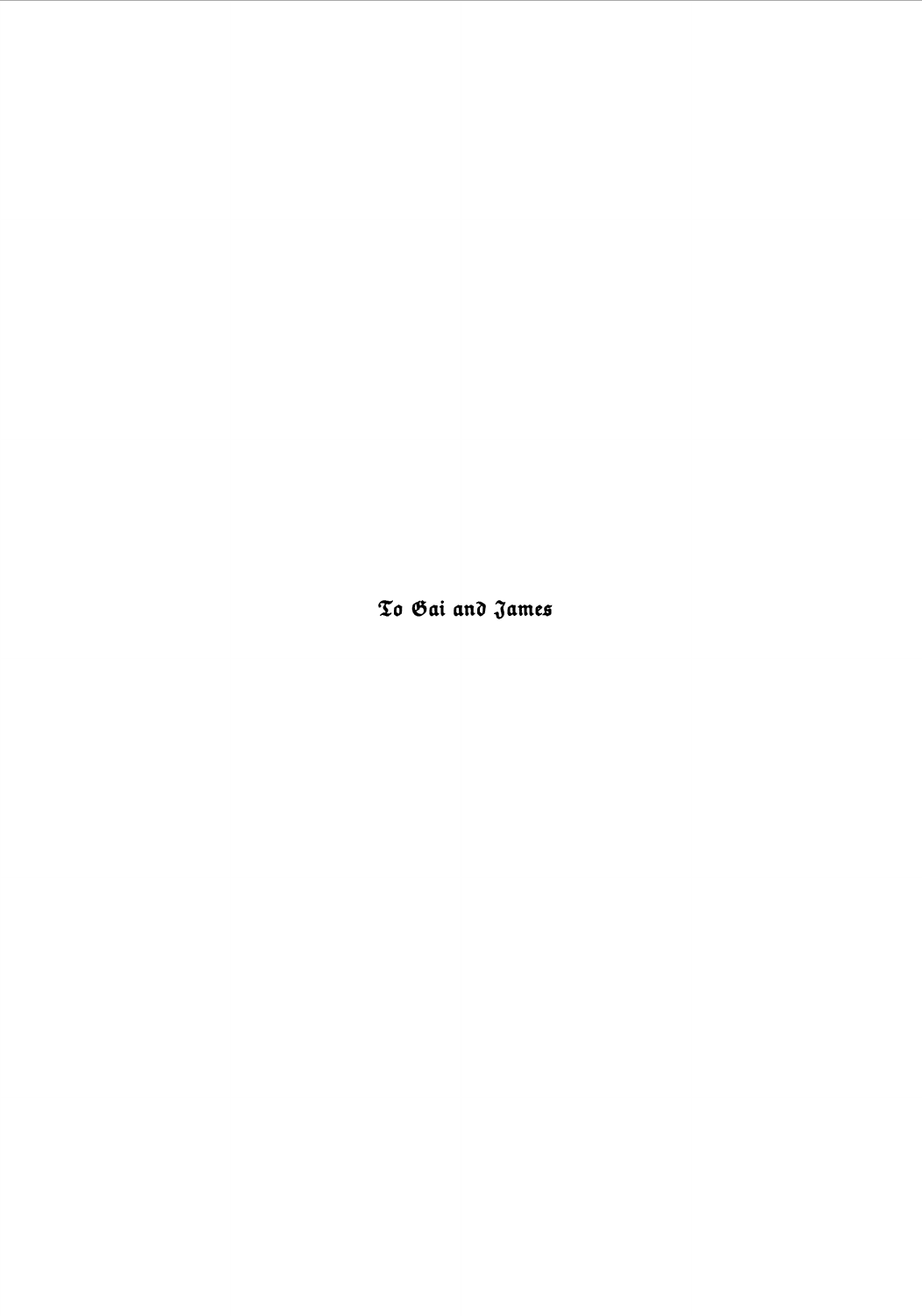To Gai and James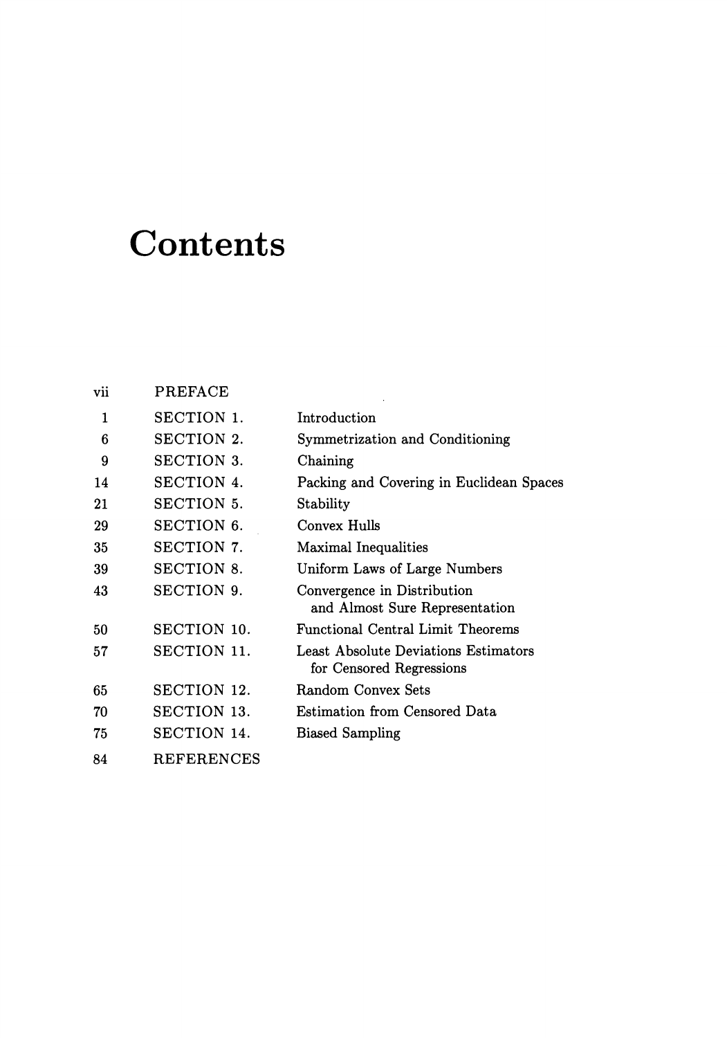# Contents

| | | |
|---|---|---|
| vii | PREFACE | |
| 1 | SECTION 1. | Introduction |
| 6 | SECTION 2. | Symmetrization and Conditioning |
| 9 | SECTION 3. | Chaining |
| 14 | SECTION 4. | Packing and Covering in Euclidean Spaces |
| 21 | SECTION 5. | Stability |
| 29 | SECTION 6. | Convex Hulls |
| 35 | SECTION 7. | Maximal Inequalities |
| 39 | SECTION 8. | Uniform Laws of Large Numbers |
| 43 | SECTION 9. | Convergence in Distribution and Almost Sure Representation |
| 50 | SECTION 10. | Functional Central Limit Theorems |
| 57 | SECTION 11. | Least Absolute Deviations Estimators for Censored Regressions |
| 65 | SECTION 12. | Random Convex Sets |
| 70 | SECTION 13. | Estimation from Censored Data |
| 75 | SECTION 14. | Biased Sampling |
| 84 | REFERENCES | |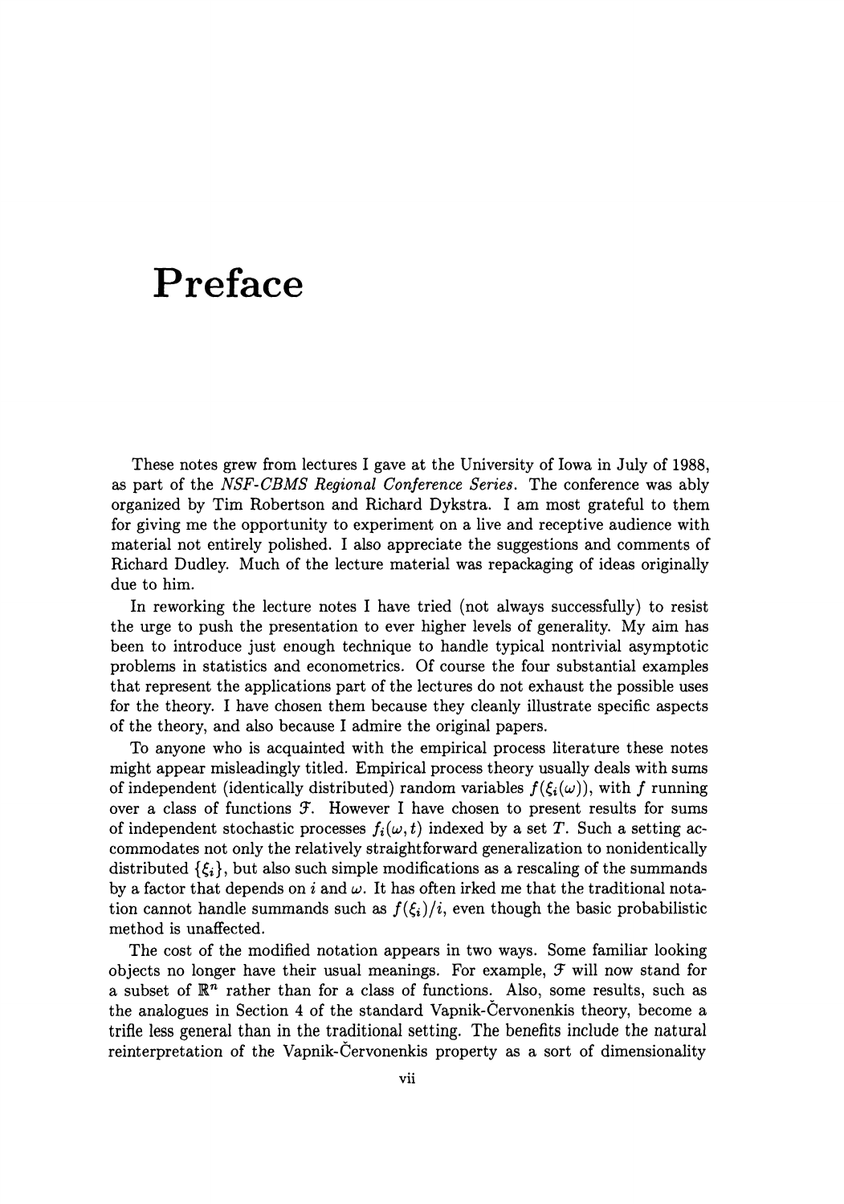# Preface

These notes grew from lectures I gave at the University of Iowa in July of 1988, as part of the *NSF-CBMS Regional Conference Series*. The conference was ably organized by Tim Robertson and Richard Dykstra. I am most grateful to them for giving me the opportunity to experiment on a live and receptive audience with material not entirely polished. I also appreciate the suggestions and comments of Richard Dudley. Much of the lecture material was repackaging of ideas originally due to him.

In reworking the lecture notes I have tried (not always successfully) to resist the urge to push the presentation to ever higher levels of generality. My aim has been to introduce just enough technique to handle typical nontrivial asymptotic problems in statistics and econometrics. Of course the four substantial examples that represent the applications part of the lectures do not exhaust the possible uses for the theory. I have chosen them because they cleanly illustrate specific aspects of the theory, and also because I admire the original papers.

To anyone who is acquainted with the empirical process literature these notes might appear misleadingly titled. Empirical process theory usually deals with sums of independent (identically distributed) random variables $f(\xi_i(\omega))$, with $f$ running over a class of functions $\mathcal{F}$. However I have chosen to present results for sums of independent stochastic processes $f_i(\omega, t)$ indexed by a set $T$. Such a setting accommodates not only the relatively straightforward generalization to nonidentically distributed $\{\xi_i\}$, but also such simple modifications as a rescaling of the summands by a factor that depends on $i$ and $\omega$. It has often irked me that the traditional notation cannot handle summands such as $f(\xi_i)/i$, even though the basic probabilistic method is unaffected.

The cost of the modified notation appears in two ways. Some familiar looking objects no longer have their usual meanings. For example, $\mathcal{F}$ will now stand for a subset of $\mathbb{R}^n$ rather than for a class of functions. Also, some results, such as the analogues in Section 4 of the standard Vapnik-Červonenkis theory, become a trifle less general than in the traditional setting. The benefits include the natural reinterpretation of the Vapnik-Červonenkis property as a sort of dimensionality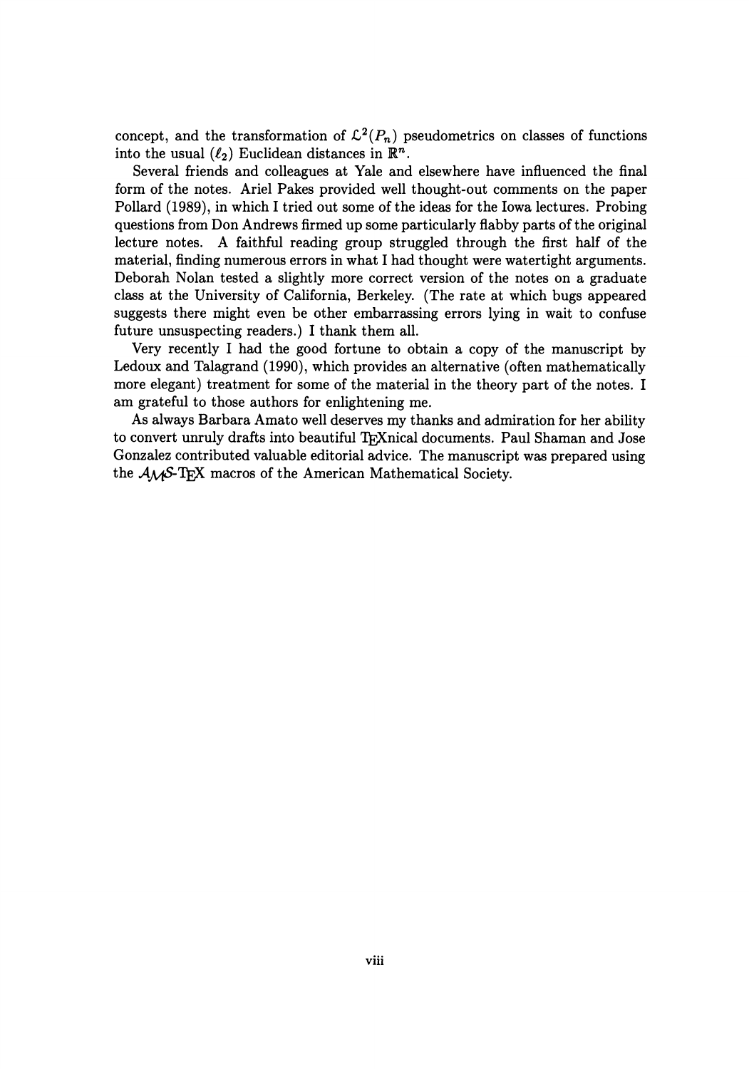concept, and the transformation of $\mathcal{L}^2(P_n)$ pseudometrics on classes of functions into the usual ($\ell_2$) Euclidean distances in $\mathbb{R}^n$.

Several friends and colleagues at Yale and elsewhere have influenced the final form of the notes. Ariel Pakes provided well thought-out comments on the paper Pollard (1989), in which I tried out some of the ideas for the Iowa lectures. Probing questions from Don Andrews firmed up some particularly flabby parts of the original lecture notes. A faithful reading group struggled through the first half of the material, finding numerous errors in what I had thought were watertight arguments. Deborah Nolan tested a slightly more correct version of the notes on a graduate class at the University of California, Berkeley. (The rate at which bugs appeared suggests there might even be other embarrassing errors lying in wait to confuse future unsuspecting readers.) I thank them all.

Very recently I had the good fortune to obtain a copy of the manuscript by Ledoux and Talagrand (1990), which provides an alternative (often mathematically more elegant) treatment for some of the material in the theory part of the notes. I am grateful to those authors for enlightening me.

As always Barbara Amato well deserves my thanks and admiration for her ability to convert unruly drafts into beautiful TeXnical documents. Paul Shaman and Jose Gonzalez contributed valuable editorial advice. The manuscript was prepared using the AMS-TeX macros of the American Mathematical Society.